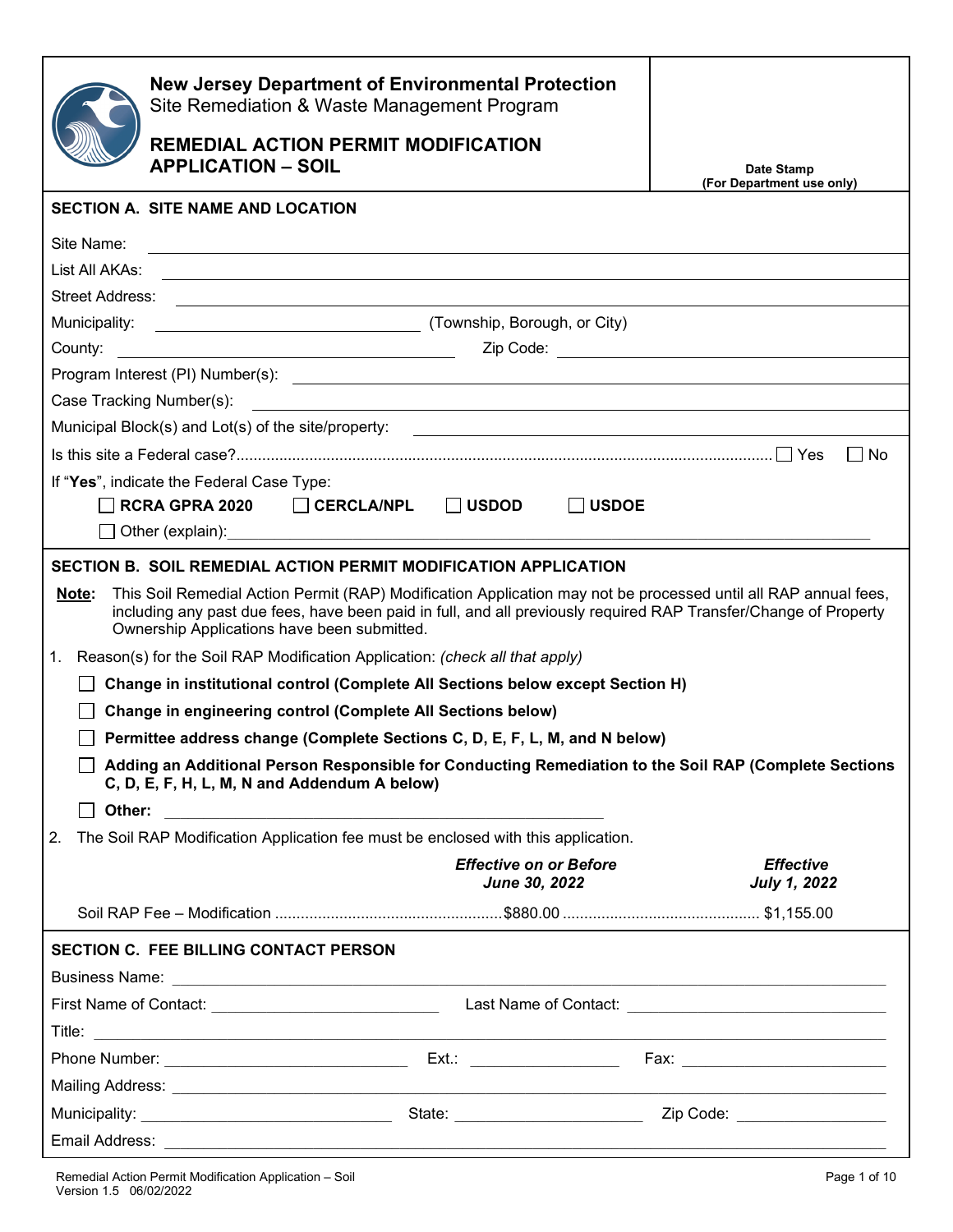**New Jersey Department of Environmental Protection**
Site Remediation & Waste Management Program

# REMEDIAL ACTION PERMIT MODIFICATION APPLICATION – SOIL

**Date Stamp**
**(For Department use only)**

## SECTION A. SITE NAME AND LOCATION

Site Name: ____________________

List All AKAs: ____________________

Street Address: ____________________

Municipality: ____________________ (Township, Borough, or City)

County: ____________________ Zip Code: ____________________

Program Interest (PI) Number(s): ____________________

Case Tracking Number(s): ____________________

Municipal Block(s) and Lot(s) of the site/property: ____________________

Is this site a Federal case?....................................................................................................... ☐ Yes ☐ No

If "**Yes**", indicate the Federal Case Type:

☐ **RCRA GPRA 2020** ☐ **CERCLA/NPL** ☐ **USDOD** ☐ **USDOE**

☐ Other (explain): ____________________

## SECTION B. SOIL REMEDIAL ACTION PERMIT MODIFICATION APPLICATION

**Note:** This Soil Remedial Action Permit (RAP) Modification Application may not be processed until all RAP annual fees, including any past due fees, have been paid in full, and all previously required RAP Transfer/Change of Property Ownership Applications have been submitted.

1. Reason(s) for the Soil RAP Modification Application: *(check all that apply)*

   ☐ **Change in institutional control (Complete All Sections below except Section H)**

   ☐ **Change in engineering control (Complete All Sections below)**

   ☐ **Permittee address change (Complete Sections C, D, E, F, L, M, and N below)**

   ☐ **Adding an Additional Person Responsible for Conducting Remediation to the Soil RAP (Complete Sections C, D, E, F, H, L, M, N and Addendum A below)**

   ☐ **Other:** ____________________

2. The Soil RAP Modification Application fee must be enclosed with this application.

| | *Effective on or Before June 30, 2022* | *Effective July 1, 2022* |
|---|---|---|
| Soil RAP Fee – Modification | $880.00 | $1,155.00 |

## SECTION C. FEE BILLING CONTACT PERSON

Business Name: ____________________

First Name of Contact: ____________________ Last Name of Contact: ____________________

Title: ____________________

Phone Number: ____________________ Ext.: ____________________ Fax: ____________________

Mailing Address: ____________________

Municipality: ____________________ State: ____________________ Zip Code: ____________________

Email Address: ____________________

Remedial Action Permit Modification Application – Soil
Version 1.5 06/02/2022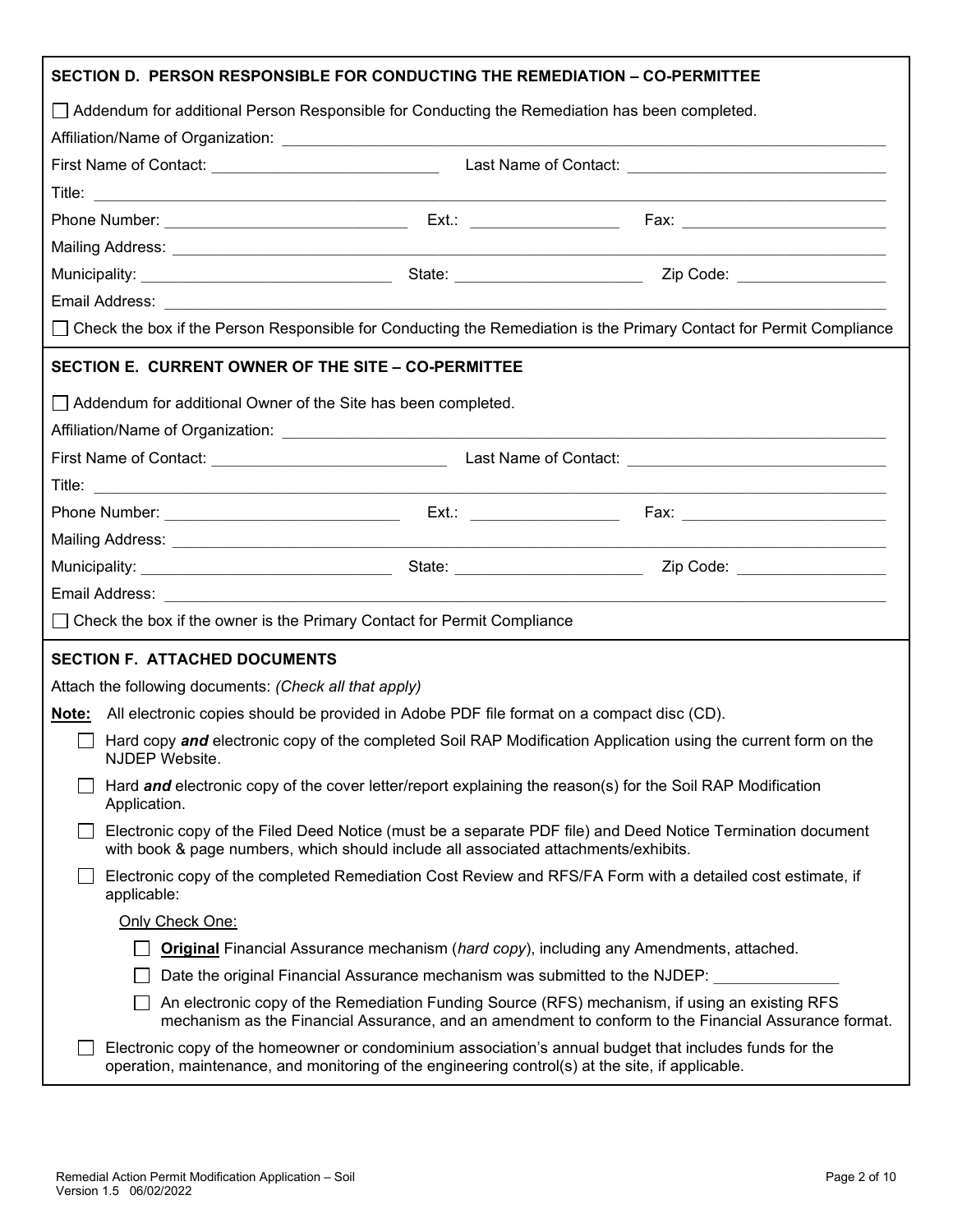## SECTION D. PERSON RESPONSIBLE FOR CONDUCTING THE REMEDIATION – CO-PERMITTEE

☐ Addendum for additional Person Responsible for Conducting the Remediation has been completed.

Affiliation/Name of Organization: ______________________________

First Name of Contact: ______________________ Last Name of Contact: ______________________

Title: ______________________________

Phone Number: ______________________ Ext.: ______________ Fax: ______________________

Mailing Address: ______________________________

Municipality: ______________________ State: ______________________ Zip Code: ______________

Email Address: ______________________________

☐ Check the box if the Person Responsible for Conducting the Remediation is the Primary Contact for Permit Compliance

## SECTION E. CURRENT OWNER OF THE SITE – CO-PERMITTEE

☐ Addendum for additional Owner of the Site has been completed.

Affiliation/Name of Organization: ______________________________

First Name of Contact: ______________________ Last Name of Contact: ______________________

Title: ______________________________

Phone Number: ______________________ Ext.: ______________ Fax: ______________________

Mailing Address: ______________________________

Municipality: ______________________ State: ______________________ Zip Code: ______________

Email Address: ______________________________

☐ Check the box if the owner is the Primary Contact for Permit Compliance

## SECTION F. ATTACHED DOCUMENTS

Attach the following documents: *(Check all that apply)*

**Note:** All electronic copies should be provided in Adobe PDF file format on a compact disc (CD).

☐ Hard copy ***and*** electronic copy of the completed Soil RAP Modification Application using the current form on the NJDEP Website.

☐ Hard ***and*** electronic copy of the cover letter/report explaining the reason(s) for the Soil RAP Modification Application.

☐ Electronic copy of the Filed Deed Notice (must be a separate PDF file) and Deed Notice Termination document with book & page numbers, which should include all associated attachments/exhibits.

☐ Electronic copy of the completed Remediation Cost Review and RFS/FA Form with a detailed cost estimate, if applicable:

Only Check One:

- ☐ **Original** Financial Assurance mechanism (*hard copy*), including any Amendments, attached.
- ☐ Date the original Financial Assurance mechanism was submitted to the NJDEP: ______________
- ☐ An electronic copy of the Remediation Funding Source (RFS) mechanism, if using an existing RFS mechanism as the Financial Assurance, and an amendment to conform to the Financial Assurance format.

☐ Electronic copy of the homeowner or condominium association's annual budget that includes funds for the operation, maintenance, and monitoring of the engineering control(s) at the site, if applicable.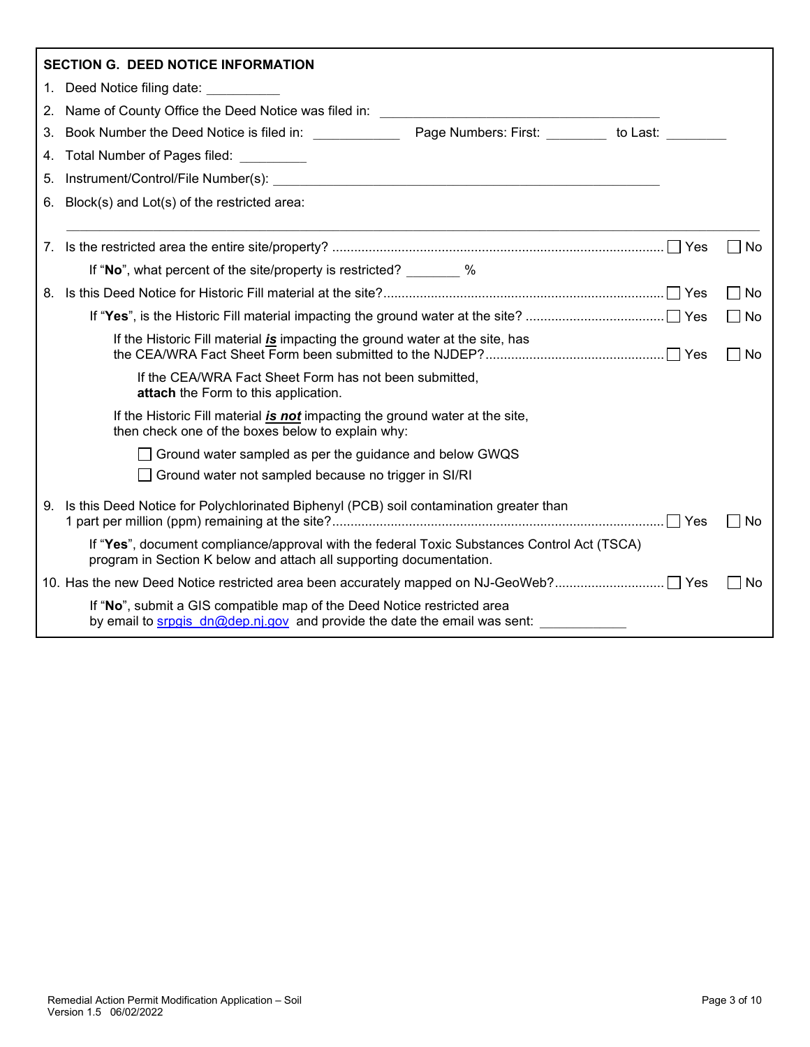## SECTION G. DEED NOTICE INFORMATION

1. Deed Notice filing date: __________
2. Name of County Office the Deed Notice was filed in: ________________________________________
3. Book Number the Deed Notice is filed in: ____________ Page Numbers: First: ________ to Last: ________
4. Total Number of Pages filed: _________
5. Instrument/Control/File Number(s): ________________________________________________________
6. Block(s) and Lot(s) of the restricted area:

   ______________________________________________________________________________________________

7. Is the restricted area the entire site/property? .......................................................... ☐ Yes ☐ No

   If "**No**", what percent of the site/property is restricted? _______ %

8. Is this Deed Notice for Historic Fill material at the site?............................................ ☐ Yes ☐ No

   If "**Yes**", is the Historic Fill material impacting the ground water at the site? ........................ ☐ Yes ☐ No

   If the Historic Fill material ***is*** impacting the ground water at the site, has the CEA/WRA Fact Sheet Form been submitted to the NJDEP?.................................................. ☐ Yes ☐ No

   If the CEA/WRA Fact Sheet Form has not been submitted, **attach** the Form to this application.

   If the Historic Fill material ***is not*** impacting the ground water at the site, then check one of the boxes below to explain why:

   ☐ Ground water sampled as per the guidance and below GWQS

   ☐ Ground water not sampled because no trigger in SI/RI

9. Is this Deed Notice for Polychlorinated Biphenyl (PCB) soil contamination greater than 1 part per million (ppm) remaining at the site?.......................................................................... ☐ Yes ☐ No

   If "**Yes**", document compliance/approval with the federal Toxic Substances Control Act (TSCA) program in Section K below and attach all supporting documentation.

10. Has the new Deed Notice restricted area been accurately mapped on NJ-GeoWeb?............................. ☐ Yes ☐ No

    If "**No**", submit a GIS compatible map of the Deed Notice restricted area by email to srpgis_dn@dep.nj.gov and provide the date the email was sent: ___________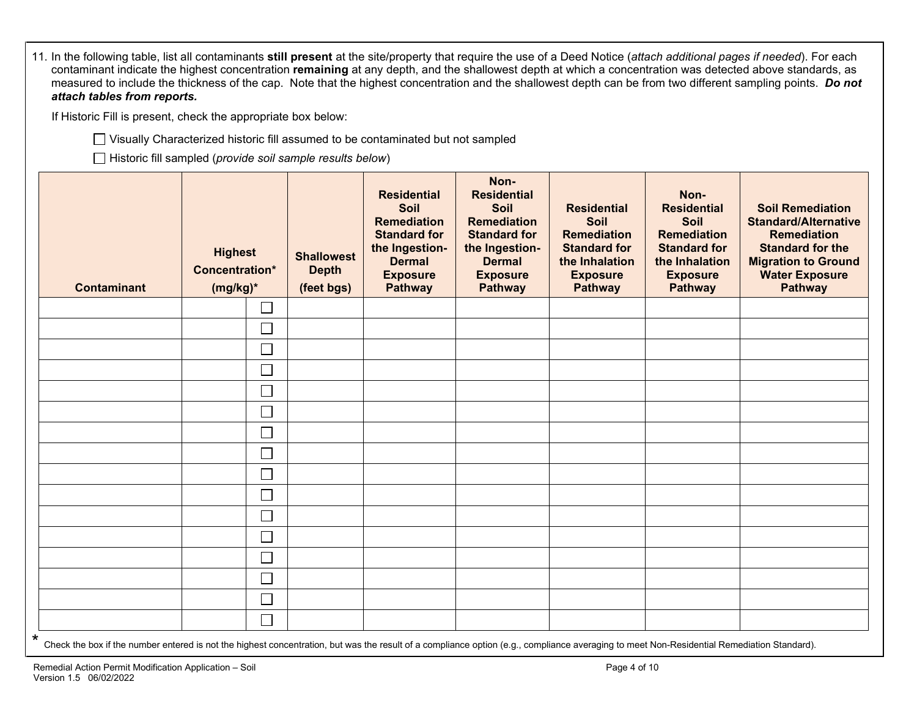11. In the following table, list all contaminants **still present** at the site/property that require the use of a Deed Notice (*attach additional pages if needed*). For each contaminant indicate the highest concentration **remaining** at any depth, and the shallowest depth at which a concentration was detected above standards, as measured to include the thickness of the cap. Note that the highest concentration and the shallowest depth can be from two different sampling points. ***Do not attach tables from reports.***

    If Historic Fill is present, check the appropriate box below:

    ☐ Visually Characterized historic fill assumed to be contaminated but not sampled

    ☐ Historic fill sampled (*provide soil sample results below*)

| Contaminant | Highest Concentration* (mg/kg)* | | Shallowest Depth (feet bgs) | Residential Soil Remediation Standard for the Ingestion-Dermal Exposure Pathway | Non-Residential Soil Remediation Standard for the Ingestion-Dermal Exposure Pathway | Residential Soil Remediation Standard for the Inhalation Exposure Pathway | Non-Residential Soil Remediation Standard for the Inhalation Exposure Pathway | Soil Remediation Standard/Alternative Remediation Standard for the Migration to Ground Water Exposure Pathway |
|---|---|---|---|---|---|---|---|---|
| | | ☐ | | | | | | |
| | | ☐ | | | | | | |
| | | ☐ | | | | | | |
| | | ☐ | | | | | | |
| | | ☐ | | | | | | |
| | | ☐ | | | | | | |
| | | ☐ | | | | | | |
| | | ☐ | | | | | | |
| | | ☐ | | | | | | |
| | | ☐ | | | | | | |
| | | ☐ | | | | | | |
| | | ☐ | | | | | | |
| | | ☐ | | | | | | |
| | | ☐ | | | | | | |
| | | ☐ | | | | | | |
| | | ☐ | | | | | | |

\* Check the box if the number entered is not the highest concentration, but was the result of a compliance option (e.g., compliance averaging to meet Non-Residential Remediation Standard).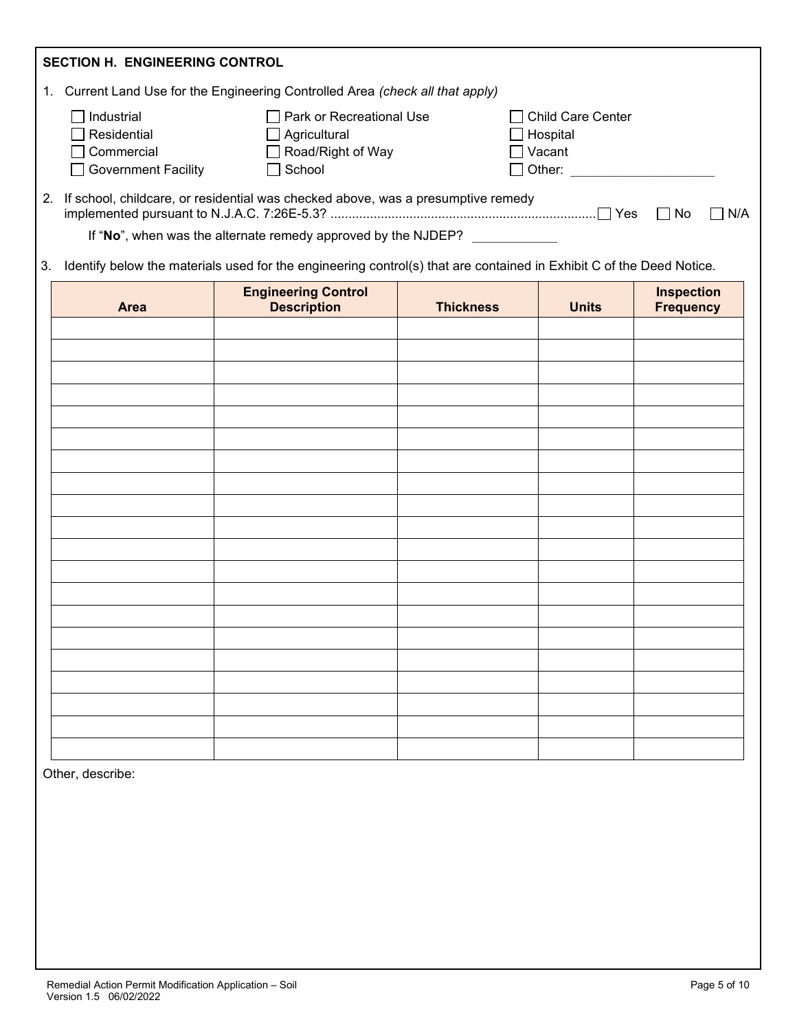## SECTION H. ENGINEERING CONTROL

1. Current Land Use for the Engineering Controlled Area *(check all that apply)*

- ☐ Industrial
- ☐ Residential
- ☐ Commercial
- ☐ Government Facility
- ☐ Park or Recreational Use
- ☐ Agricultural
- ☐ Road/Right of Way
- ☐ School
- ☐ Child Care Center
- ☐ Hospital
- ☐ Vacant
- ☐ Other: ____________________

2. If school, childcare, or residential was checked above, was a presumptive remedy implemented pursuant to N.J.A.C. 7:26E-5.3? .......................................................................... ☐ Yes ☐ No ☐ N/A

   If "**No**", when was the alternate remedy approved by the NJDEP? ____________

3. Identify below the materials used for the engineering control(s) that are contained in Exhibit C of the Deed Notice.

| Area | Engineering Control Description | Thickness | Units | Inspection Frequency |
|---|---|---|---|---|
| | | | | |
| | | | | |
| | | | | |
| | | | | |
| | | | | |
| | | | | |
| | | | | |
| | | | | |
| | | | | |
| | | | | |
| | | | | |
| | | | | |
| | | | | |
| | | | | |
| | | | | |
| | | | | |
| | | | | |
| | | | | |
| | | | | |
| | | | | |

Other, describe: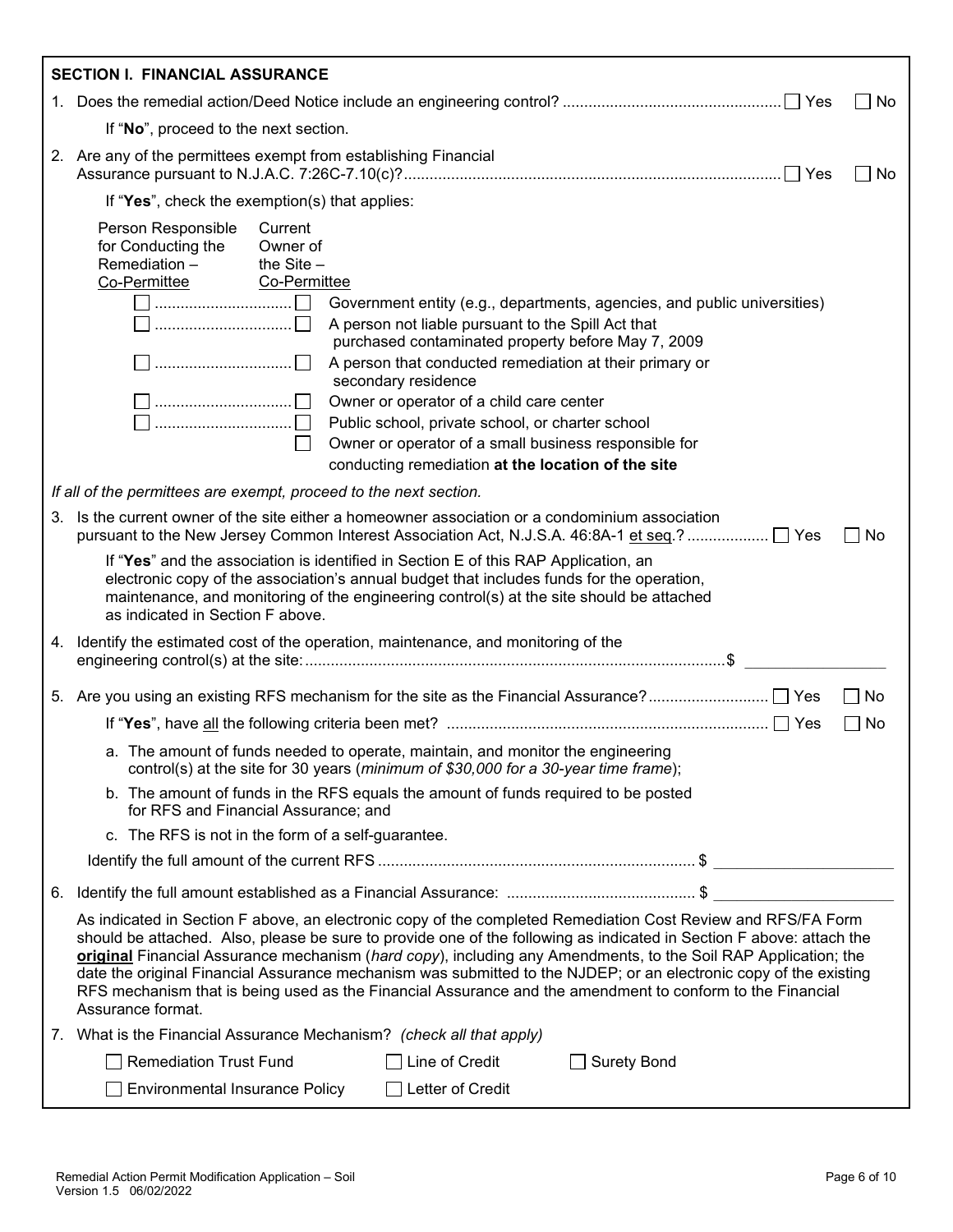## SECTION I. FINANCIAL ASSURANCE

1. Does the remedial action/Deed Notice include an engineering control? .................................................. ☐ Yes ☐ No

   If "**No**", proceed to the next section.

2. Are any of the permittees exempt from establishing Financial Assurance pursuant to N.J.A.C. 7:26C-7.10(c)?...................................................................................... ☐ Yes ☐ No

   If "**Yes**", check the exemption(s) that applies:

| Person Responsible for Conducting the Remediation – Co-Permittee | Current Owner of the Site – Co-Permittee | |
|---|---|---|
| ☐ | ☐ | Government entity (e.g., departments, agencies, and public universities) |
| ☐ | ☐ | A person not liable pursuant to the Spill Act that purchased contaminated property before May 7, 2009 |
| ☐ | ☐ | A person that conducted remediation at their primary or secondary residence |
| ☐ | ☐ | Owner or operator of a child care center |
| ☐ | ☐ | Public school, private school, or charter school |
| | ☐ | Owner or operator of a small business responsible for conducting remediation **at the location of the site** |

*If all of the permittees are exempt, proceed to the next section.*

3. Is the current owner of the site either a homeowner association or a condominium association pursuant to the New Jersey Common Interest Association Act, N.J.S.A. 46:8A-1 et seq.? .................. ☐ Yes ☐ No

   If "**Yes**" and the association is identified in Section E of this RAP Application, an electronic copy of the association's annual budget that includes funds for the operation, maintenance, and monitoring of the engineering control(s) at the site should be attached as indicated in Section F above.

4. Identify the estimated cost of the operation, maintenance, and monitoring of the engineering control(s) at the site:.................................................................................................$ ________________

5. Are you using an existing RFS mechanism for the site as the Financial Assurance?........................... ☐ Yes ☐ No

   If "**Yes**", have all the following criteria been met? .......................................................................... ☐ Yes ☐ No

   a. The amount of funds needed to operate, maintain, and monitor the engineering control(s) at the site for 30 years (*minimum of $30,000 for a 30-year time frame*);

   b. The amount of funds in the RFS equals the amount of funds required to be posted for RFS and Financial Assurance; and

   c. The RFS is not in the form of a self-guarantee.

   Identify the full amount of the current RFS ......................................................................... $ ____________________

6. Identify the full amount established as a Financial Assurance: ........................................... $ ____________________

   As indicated in Section F above, an electronic copy of the completed Remediation Cost Review and RFS/FA Form should be attached. Also, please be sure to provide one of the following as indicated in Section F above: attach the **original** Financial Assurance mechanism (*hard copy*), including any Amendments, to the Soil RAP Application; the date the original Financial Assurance mechanism was submitted to the NJDEP; or an electronic copy of the existing RFS mechanism that is being used as the Financial Assurance and the amendment to conform to the Financial Assurance format.

7. What is the Financial Assurance Mechanism? *(check all that apply)*

   ☐ Remediation Trust Fund ☐ Line of Credit ☐ Surety Bond

   ☐ Environmental Insurance Policy ☐ Letter of Credit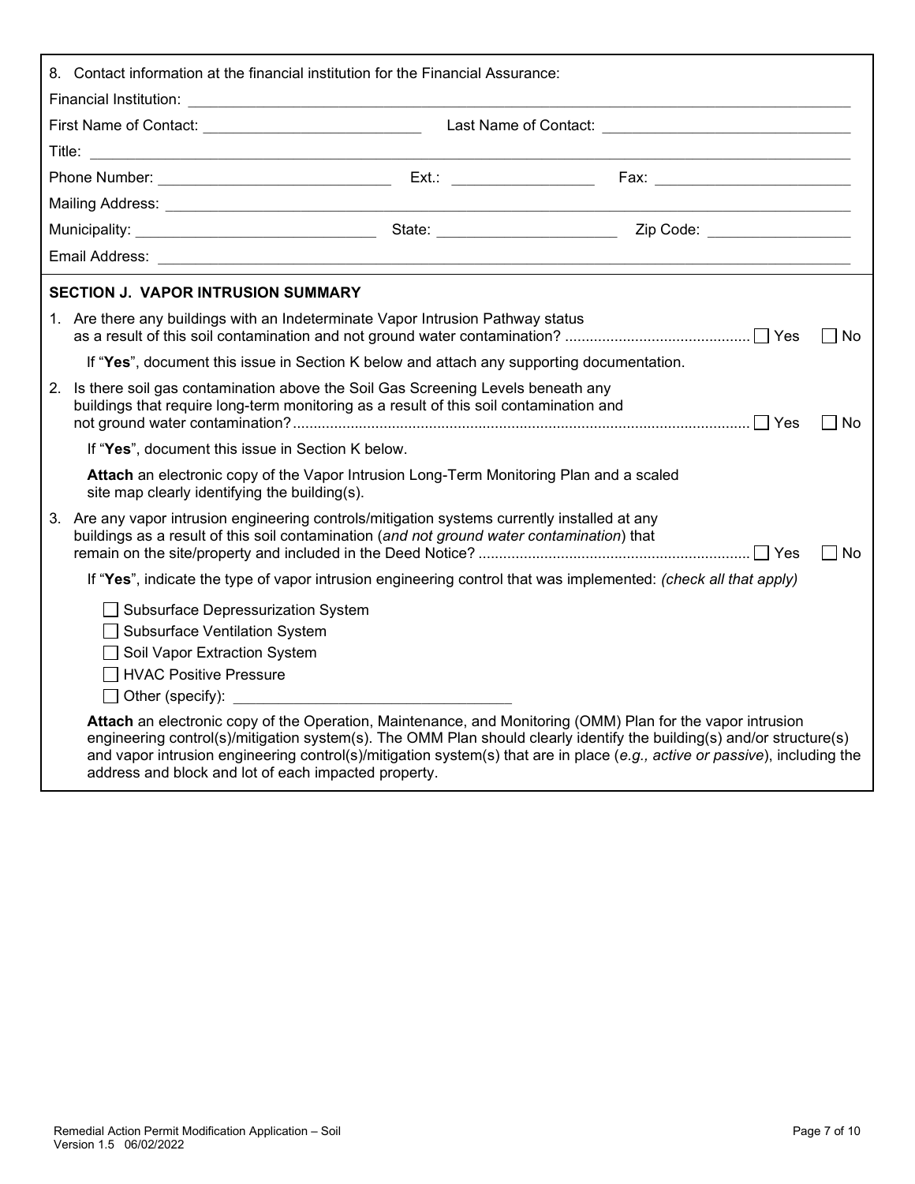8. Contact information at the financial institution for the Financial Assurance:

Financial Institution: ______________________________

First Name of Contact: ______________________________ Last Name of Contact: ______________________________

Title: ______________________________

Phone Number: ______________________________ Ext.: ______________ Fax: ______________________________

Mailing Address: ______________________________

Municipality: ______________________________ State: ______________________ Zip Code: ______________

Email Address: ______________________________

## SECTION J. VAPOR INTRUSION SUMMARY

1. Are there any buildings with an Indeterminate Vapor Intrusion Pathway status as a result of this soil contamination and not ground water contamination? .......... ☐ Yes ☐ No

   If "**Yes**", document this issue in Section K below and attach any supporting documentation.

2. Is there soil gas contamination above the Soil Gas Screening Levels beneath any buildings that require long-term monitoring as a result of this soil contamination and not ground water contamination? .......... ☐ Yes ☐ No

   If "**Yes**", document this issue in Section K below.

   **Attach** an electronic copy of the Vapor Intrusion Long-Term Monitoring Plan and a scaled site map clearly identifying the building(s).

3. Are any vapor intrusion engineering controls/mitigation systems currently installed at any buildings as a result of this soil contamination (*and not ground water contamination*) that remain on the site/property and included in the Deed Notice? .......... ☐ Yes ☐ No

   If "**Yes**", indicate the type of vapor intrusion engineering control that was implemented: *(check all that apply)*

   ☐ Subsurface Depressurization System
   ☐ Subsurface Ventilation System
   ☐ Soil Vapor Extraction System
   ☐ HVAC Positive Pressure
   ☐ Other (specify): ______________________________

   **Attach** an electronic copy of the Operation, Maintenance, and Monitoring (OMM) Plan for the vapor intrusion engineering control(s)/mitigation system(s). The OMM Plan should clearly identify the building(s) and/or structure(s) and vapor intrusion engineering control(s)/mitigation system(s) that are in place (*e.g., active or passive*), including the address and block and lot of each impacted property.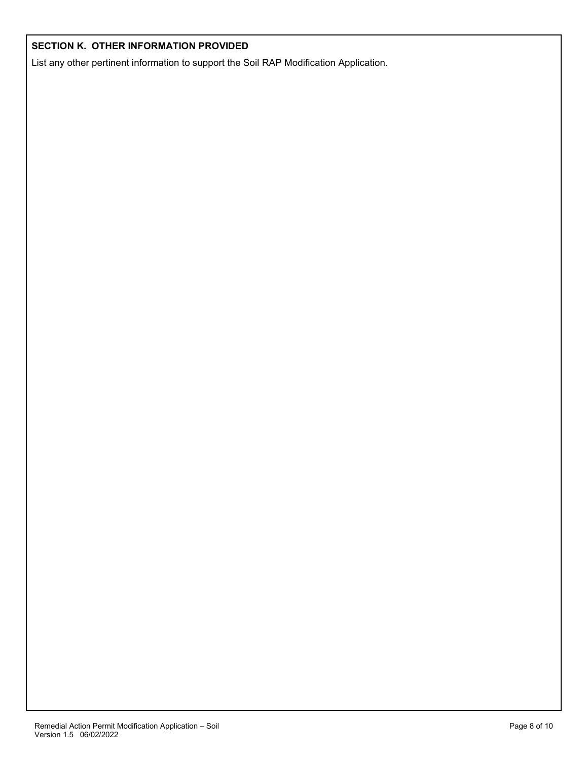**SECTION K. OTHER INFORMATION PROVIDED**

List any other pertinent information to support the Soil RAP Modification Application.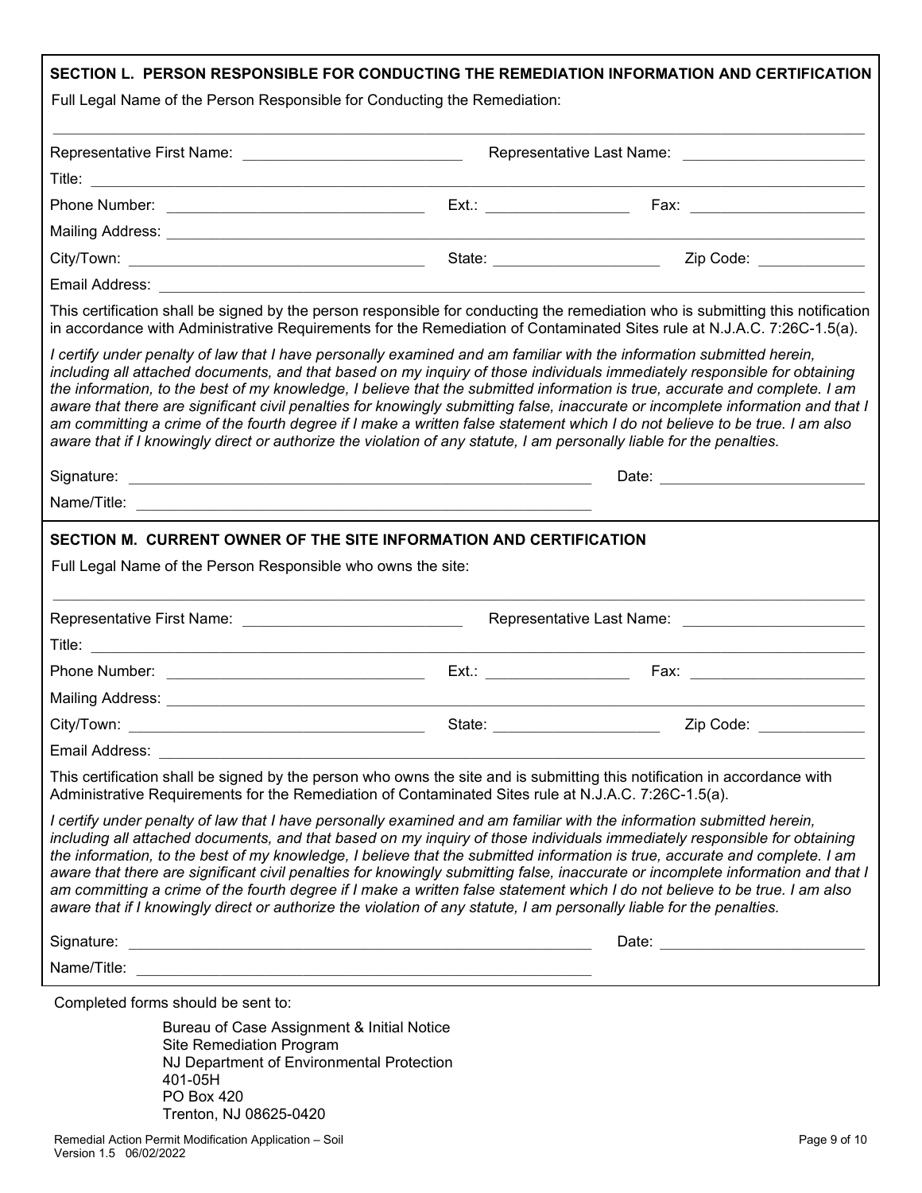## SECTION L. PERSON RESPONSIBLE FOR CONDUCTING THE REMEDIATION INFORMATION AND CERTIFICATION

Full Legal Name of the Person Responsible for Conducting the Remediation:

\_\_\_\_\_\_\_\_\_\_\_\_\_\_\_\_\_\_\_\_\_\_\_\_\_\_\_\_\_\_\_\_\_\_\_\_\_\_\_\_\_\_\_\_\_\_\_\_\_\_\_\_\_\_\_\_\_\_\_\_

Representative First Name: \_\_\_\_\_\_\_\_\_\_\_\_\_\_\_\_\_\_\_\_ Representative Last Name: \_\_\_\_\_\_\_\_\_\_\_\_\_\_\_\_\_\_\_\_

Title: \_\_\_\_\_\_\_\_\_\_\_\_\_\_\_\_\_\_\_\_\_\_\_\_\_\_\_\_\_\_\_\_\_\_\_\_\_\_\_\_\_\_\_\_\_\_\_\_

Phone Number: \_\_\_\_\_\_\_\_\_\_\_\_\_\_\_\_\_\_\_\_ Ext.: \_\_\_\_\_\_\_\_\_\_\_\_ Fax: \_\_\_\_\_\_\_\_\_\_\_\_\_\_\_\_

Mailing Address: \_\_\_\_\_\_\_\_\_\_\_\_\_\_\_\_\_\_\_\_\_\_\_\_\_\_\_\_\_\_\_\_\_\_\_\_\_\_\_\_\_\_\_\_\_\_\_\_

City/Town: \_\_\_\_\_\_\_\_\_\_\_\_\_\_\_\_\_\_\_\_\_\_\_\_ State: \_\_\_\_\_\_\_\_\_\_\_\_\_\_ Zip Code: \_\_\_\_\_\_\_\_\_\_

Email Address: \_\_\_\_\_\_\_\_\_\_\_\_\_\_\_\_\_\_\_\_\_\_\_\_\_\_\_\_\_\_\_\_\_\_\_\_\_\_\_\_\_\_\_\_\_\_\_\_

This certification shall be signed by the person responsible for conducting the remediation who is submitting this notification in accordance with Administrative Requirements for the Remediation of Contaminated Sites rule at N.J.A.C. 7:26C-1.5(a).

*I certify under penalty of law that I have personally examined and am familiar with the information submitted herein, including all attached documents, and that based on my inquiry of those individuals immediately responsible for obtaining the information, to the best of my knowledge, I believe that the submitted information is true, accurate and complete. I am aware that there are significant civil penalties for knowingly submitting false, inaccurate or incomplete information and that I am committing a crime of the fourth degree if I make a written false statement which I do not believe to be true. I am also aware that if I knowingly direct or authorize the violation of any statute, I am personally liable for the penalties.*

Signature: \_\_\_\_\_\_\_\_\_\_\_\_\_\_\_\_\_\_\_\_\_\_\_\_\_\_\_\_\_\_\_\_\_\_\_\_\_\_\_\_ Date: \_\_\_\_\_\_\_\_\_\_\_\_\_\_\_\_\_\_

Name/Title: \_\_\_\_\_\_\_\_\_\_\_\_\_\_\_\_\_\_\_\_\_\_\_\_\_\_\_\_\_\_\_\_\_\_\_\_\_\_\_\_

## SECTION M. CURRENT OWNER OF THE SITE INFORMATION AND CERTIFICATION

Full Legal Name of the Person Responsible who owns the site:

\_\_\_\_\_\_\_\_\_\_\_\_\_\_\_\_\_\_\_\_\_\_\_\_\_\_\_\_\_\_\_\_\_\_\_\_\_\_\_\_\_\_\_\_\_\_\_\_\_\_\_\_\_\_\_\_\_\_\_\_

Representative First Name: \_\_\_\_\_\_\_\_\_\_\_\_\_\_\_\_\_\_\_\_ Representative Last Name: \_\_\_\_\_\_\_\_\_\_\_\_\_\_\_\_\_\_\_\_

Title: \_\_\_\_\_\_\_\_\_\_\_\_\_\_\_\_\_\_\_\_\_\_\_\_\_\_\_\_\_\_\_\_\_\_\_\_\_\_\_\_\_\_\_\_\_\_\_\_

Phone Number: \_\_\_\_\_\_\_\_\_\_\_\_\_\_\_\_\_\_\_\_ Ext.: \_\_\_\_\_\_\_\_\_\_\_\_ Fax: \_\_\_\_\_\_\_\_\_\_\_\_\_\_\_\_

Mailing Address: \_\_\_\_\_\_\_\_\_\_\_\_\_\_\_\_\_\_\_\_\_\_\_\_\_\_\_\_\_\_\_\_\_\_\_\_\_\_\_\_\_\_\_\_\_\_\_\_

City/Town: \_\_\_\_\_\_\_\_\_\_\_\_\_\_\_\_\_\_\_\_\_\_\_\_ State: \_\_\_\_\_\_\_\_\_\_\_\_\_\_ Zip Code: \_\_\_\_\_\_\_\_\_\_

Email Address: \_\_\_\_\_\_\_\_\_\_\_\_\_\_\_\_\_\_\_\_\_\_\_\_\_\_\_\_\_\_\_\_\_\_\_\_\_\_\_\_\_\_\_\_\_\_\_\_

This certification shall be signed by the person who owns the site and is submitting this notification in accordance with Administrative Requirements for the Remediation of Contaminated Sites rule at N.J.A.C. 7:26C-1.5(a).

*I certify under penalty of law that I have personally examined and am familiar with the information submitted herein, including all attached documents, and that based on my inquiry of those individuals immediately responsible for obtaining the information, to the best of my knowledge, I believe that the submitted information is true, accurate and complete. I am aware that there are significant civil penalties for knowingly submitting false, inaccurate or incomplete information and that I am committing a crime of the fourth degree if I make a written false statement which I do not believe to be true. I am also aware that if I knowingly direct or authorize the violation of any statute, I am personally liable for the penalties.*

Signature: \_\_\_\_\_\_\_\_\_\_\_\_\_\_\_\_\_\_\_\_\_\_\_\_\_\_\_\_\_\_\_\_\_\_\_\_\_\_\_\_ Date: \_\_\_\_\_\_\_\_\_\_\_\_\_\_\_\_\_\_

Name/Title: \_\_\_\_\_\_\_\_\_\_\_\_\_\_\_\_\_\_\_\_\_\_\_\_\_\_\_\_\_\_\_\_\_\_\_\_\_\_\_\_

Completed forms should be sent to:

Bureau of Case Assignment & Initial Notice
Site Remediation Program
NJ Department of Environmental Protection
401-05H
PO Box 420
Trenton, NJ 08625-0420

Remedial Action Permit Modification Application – Soil
Version 1.5 06/02/2022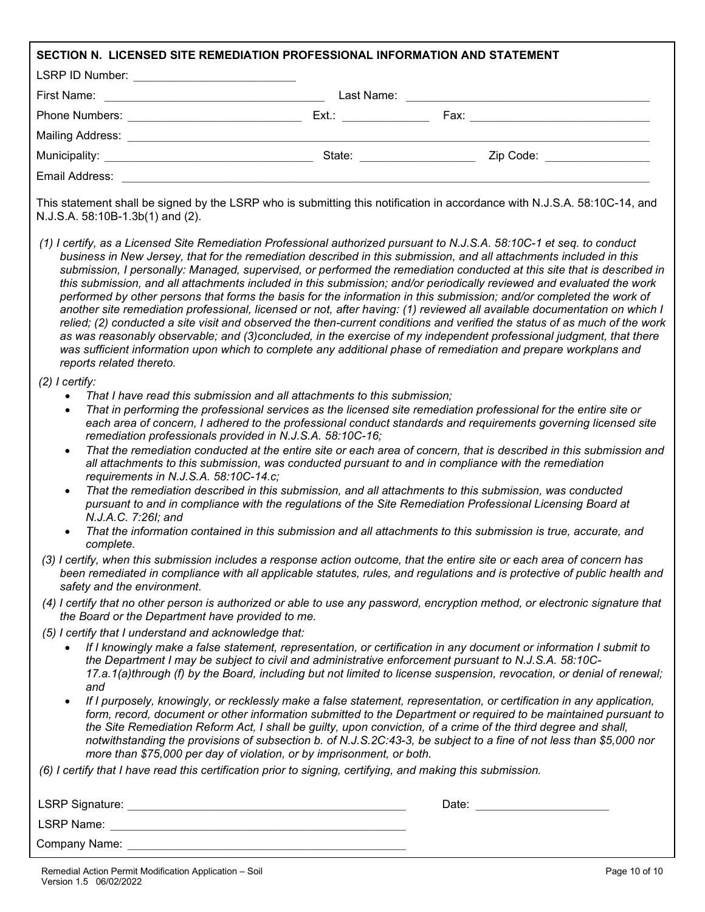## SECTION N. LICENSED SITE REMEDIATION PROFESSIONAL INFORMATION AND STATEMENT

LSRP ID Number: ______________________

First Name: ______________________ Last Name: ______________________

Phone Numbers: ______________________ Ext.: __________ Fax: ______________________

Mailing Address: ______________________________________________

Municipality: ______________________ State: ______________ Zip Code: ______________

Email Address: ______________________________________________

This statement shall be signed by the LSRP who is submitting this notification in accordance with N.J.S.A. 58:10C-14, and N.J.S.A. 58:10B-1.3b(1) and (2).

*(1) I certify, as a Licensed Site Remediation Professional authorized pursuant to N.J.S.A. 58:10C-1 et seq. to conduct business in New Jersey, that for the remediation described in this submission, and all attachments included in this submission, I personally: Managed, supervised, or performed the remediation conducted at this site that is described in this submission, and all attachments included in this submission; and/or periodically reviewed and evaluated the work performed by other persons that forms the basis for the information in this submission; and/or completed the work of another site remediation professional, licensed or not, after having: (1) reviewed all available documentation on which I relied; (2) conducted a site visit and observed the then-current conditions and verified the status of as much of the work as was reasonably observable; and (3)concluded, in the exercise of my independent professional judgment, that there was sufficient information upon which to complete any additional phase of remediation and prepare workplans and reports related thereto.*

*(2) I certify:*

- *That I have read this submission and all attachments to this submission;*
- *That in performing the professional services as the licensed site remediation professional for the entire site or each area of concern, I adhered to the professional conduct standards and requirements governing licensed site remediation professionals provided in N.J.S.A. 58:10C-16;*
- *That the remediation conducted at the entire site or each area of concern, that is described in this submission and all attachments to this submission, was conducted pursuant to and in compliance with the remediation requirements in N.J.S.A. 58:10C-14.c;*
- *That the remediation described in this submission, and all attachments to this submission, was conducted pursuant to and in compliance with the regulations of the Site Remediation Professional Licensing Board at N.J.A.C. 7:26I; and*
- *That the information contained in this submission and all attachments to this submission is true, accurate, and complete.*

*(3) I certify, when this submission includes a response action outcome, that the entire site or each area of concern has been remediated in compliance with all applicable statutes, rules, and regulations and is protective of public health and safety and the environment.*

*(4) I certify that no other person is authorized or able to use any password, encryption method, or electronic signature that the Board or the Department have provided to me.*

*(5) I certify that I understand and acknowledge that:*

- *If I knowingly make a false statement, representation, or certification in any document or information I submit to the Department I may be subject to civil and administrative enforcement pursuant to N.J.S.A. 58:10C-17.a.1(a)through (f) by the Board, including but not limited to license suspension, revocation, or denial of renewal; and*
- *If I purposely, knowingly, or recklessly make a false statement, representation, or certification in any application, form, record, document or other information submitted to the Department or required to be maintained pursuant to the Site Remediation Reform Act, I shall be guilty, upon conviction, of a crime of the third degree and shall, notwithstanding the provisions of subsection b. of N.J.S.2C:43-3, be subject to a fine of not less than $5,000 nor more than $75,000 per day of violation, or by imprisonment, or both.*

*(6) I certify that I have read this certification prior to signing, certifying, and making this submission.*

LSRP Signature: ______________________________ Date: ______________

LSRP Name: ______________________________

Company Name: ______________________________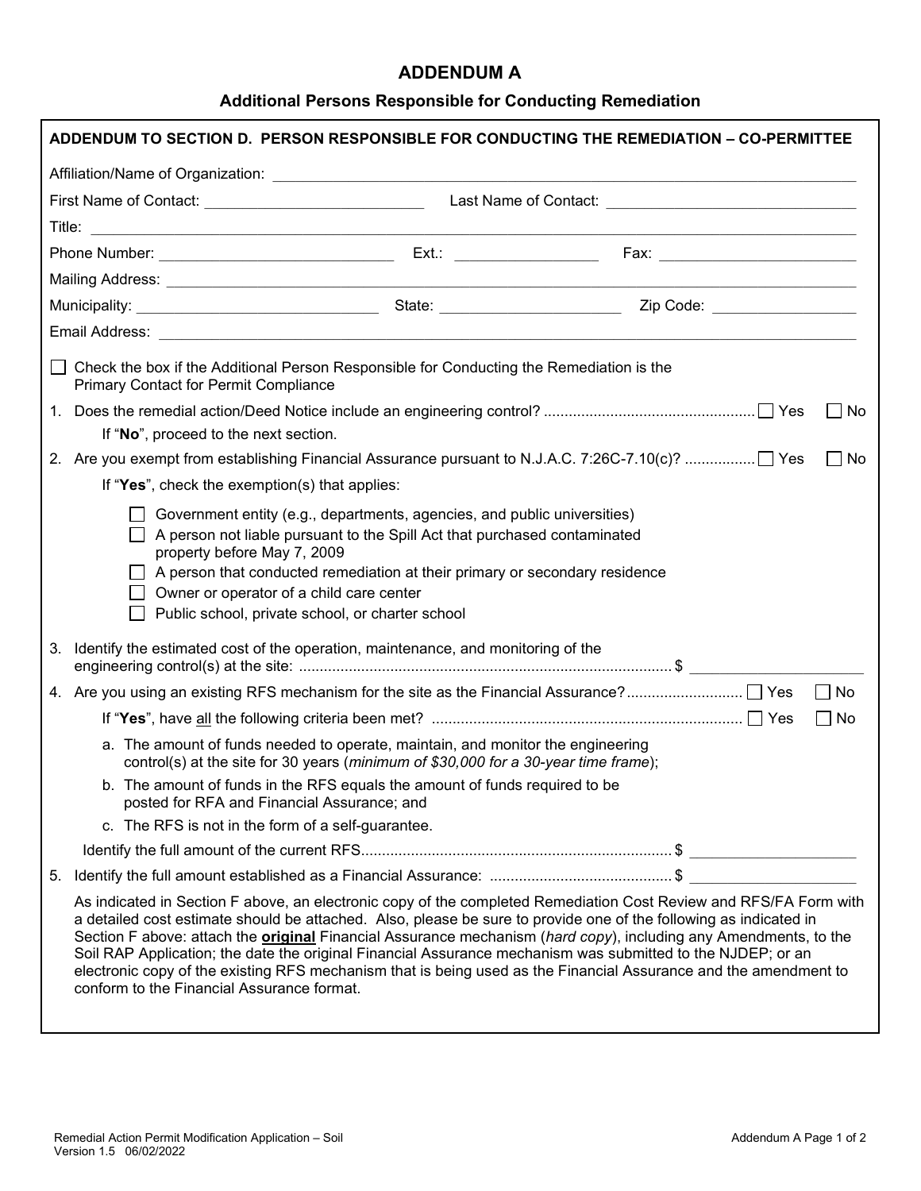# ADDENDUM A

## Additional Persons Responsible for Conducting Remediation

**ADDENDUM TO SECTION D. PERSON RESPONSIBLE FOR CONDUCTING THE REMEDIATION – CO-PERMITTEE**

Affiliation/Name of Organization: ______________________________

First Name of Contact: ______________________ Last Name of Contact: ______________________

Title: ______________________________

Phone Number: ______________________ Ext.: ______________ Fax: ______________________

Mailing Address: ______________________________

Municipality: ______________________ State: ______________ Zip Code: ______________

Email Address: ______________________________

☐ Check the box if the Additional Person Responsible for Conducting the Remediation is the Primary Contact for Permit Compliance

1. Does the remedial action/Deed Notice include an engineering control? .................................................. ☐ Yes ☐ No

   If "**No**", proceed to the next section.

2. Are you exempt from establishing Financial Assurance pursuant to N.J.A.C. 7:26C-7.10(c)? ................ ☐ Yes ☐ No

   If "**Yes**", check the exemption(s) that applies:

   ☐ Government entity (e.g., departments, agencies, and public universities)
   ☐ A person not liable pursuant to the Spill Act that purchased contaminated property before May 7, 2009
   ☐ A person that conducted remediation at their primary or secondary residence
   ☐ Owner or operator of a child care center
   ☐ Public school, private school, or charter school

3. Identify the estimated cost of the operation, maintenance, and monitoring of the engineering control(s) at the site: ......................................................................................... $ ______________

4. Are you using an existing RFS mechanism for the site as the Financial Assurance?........................... ☐ Yes ☐ No

   If "**Yes**", have all the following criteria been met? .......................................................................... ☐ Yes ☐ No

   a. The amount of funds needed to operate, maintain, and monitor the engineering control(s) at the site for 30 years (*minimum of $30,000 for a 30-year time frame*);
   b. The amount of funds in the RFS equals the amount of funds required to be posted for RFA and Financial Assurance; and
   c. The RFS is not in the form of a self-guarantee.

   Identify the full amount of the current RFS.......................................................................... $ ______________

5. Identify the full amount established as a Financial Assurance: ........................................... $ ______________

As indicated in Section F above, an electronic copy of the completed Remediation Cost Review and RFS/FA Form with a detailed cost estimate should be attached. Also, please be sure to provide one of the following as indicated in Section F above: attach the **original** Financial Assurance mechanism (*hard copy*), including any Amendments, to the Soil RAP Application; the date the original Financial Assurance mechanism was submitted to the NJDEP; or an electronic copy of the existing RFS mechanism that is being used as the Financial Assurance and the amendment to conform to the Financial Assurance format.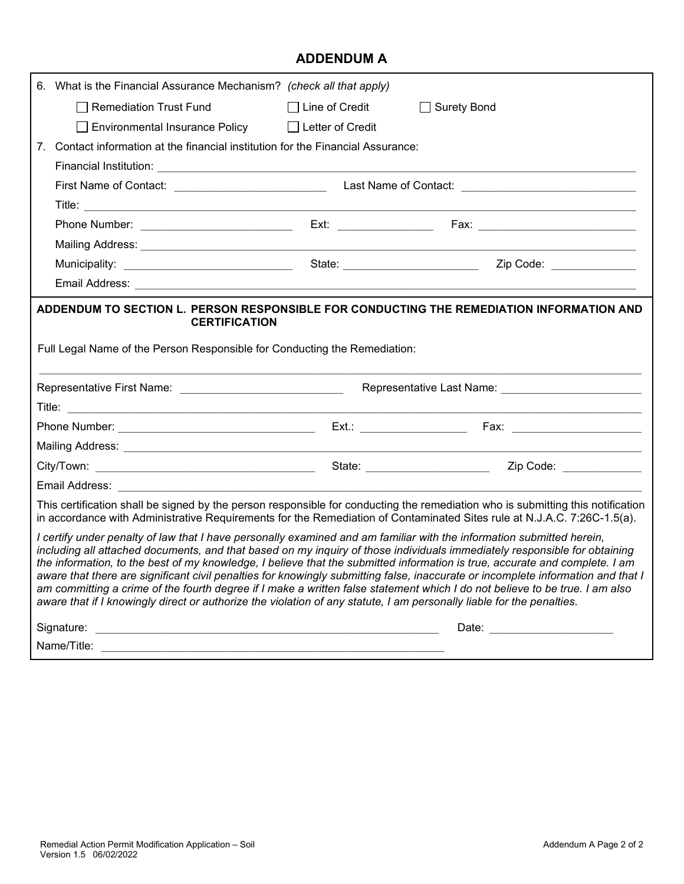## ADDENDUM A

6. What is the Financial Assurance Mechanism? *(check all that apply)*

   ☐ Remediation Trust Fund ☐ Line of Credit ☐ Surety Bond

   ☐ Environmental Insurance Policy ☐ Letter of Credit

7. Contact information at the financial institution for the Financial Assurance:

   Financial Institution: ______________________________

   First Name of Contact: ______________ Last Name of Contact: ______________

   Title: ______________________________

   Phone Number: ______________ Ext: __________ Fax: ______________

   Mailing Address: ______________________________

   Municipality: ______________ State: ______________ Zip Code: __________

   Email Address: ______________________________

**ADDENDUM TO SECTION L. PERSON RESPONSIBLE FOR CONDUCTING THE REMEDIATION INFORMATION AND CERTIFICATION**

Full Legal Name of the Person Responsible for Conducting the Remediation:

______________________________

Representative First Name: ______________ Representative Last Name: ______________

Title: ______________________________

Phone Number: ______________ Ext.: __________ Fax: ______________

Mailing Address: ______________________________

City/Town: ______________ State: ______________ Zip Code: __________

Email Address: ______________________________

This certification shall be signed by the person responsible for conducting the remediation who is submitting this notification in accordance with Administrative Requirements for the Remediation of Contaminated Sites rule at N.J.A.C. 7:26C-1.5(a).

*I certify under penalty of law that I have personally examined and am familiar with the information submitted herein, including all attached documents, and that based on my inquiry of those individuals immediately responsible for obtaining the information, to the best of my knowledge, I believe that the submitted information is true, accurate and complete. I am aware that there are significant civil penalties for knowingly submitting false, inaccurate or incomplete information and that I am committing a crime of the fourth degree if I make a written false statement which I do not believe to be true. I am also aware that if I knowingly direct or authorize the violation of any statute, I am personally liable for the penalties.*

Signature: ______________________________ Date: ______________

Name/Title: ______________________________

Remedial Action Permit Modification Application – Soil
Version 1.5 06/02/2022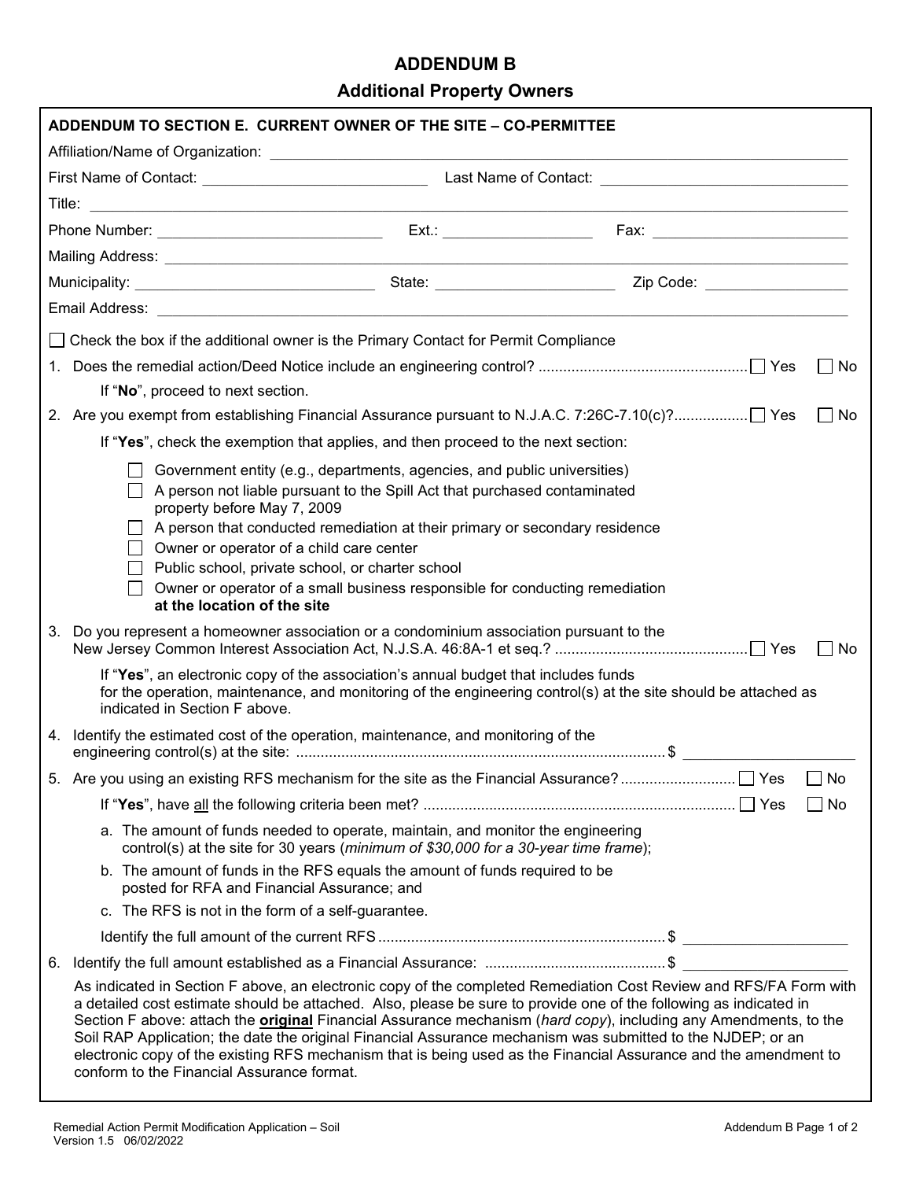# ADDENDUM B

## Additional Property Owners

**ADDENDUM TO SECTION E. CURRENT OWNER OF THE SITE – CO-PERMITTEE**

Affiliation/Name of Organization: ______________________________

First Name of Contact: ______________________ Last Name of Contact: ______________________

Title: ______________________________

Phone Number: ______________________ Ext.: ______________ Fax: ______________________

Mailing Address: ______________________________

Municipality: ______________________ State: ______________________ Zip Code: ______________

Email Address: ______________________________

☐ Check the box if the additional owner is the Primary Contact for Permit Compliance

1. Does the remedial action/Deed Notice include an engineering control? ☐ Yes ☐ No

   If "**No**", proceed to next section.

2. Are you exempt from establishing Financial Assurance pursuant to N.J.A.C. 7:26C-7.10(c)? ☐ Yes ☐ No

   If "**Yes**", check the exemption that applies, and then proceed to the next section:

   - ☐ Government entity (e.g., departments, agencies, and public universities)
   - ☐ A person not liable pursuant to the Spill Act that purchased contaminated property before May 7, 2009
   - ☐ A person that conducted remediation at their primary or secondary residence
   - ☐ Owner or operator of a child care center
   - ☐ Public school, private school, or charter school
   - ☐ Owner or operator of a small business responsible for conducting remediation **at the location of the site**

3. Do you represent a homeowner association or a condominium association pursuant to the New Jersey Common Interest Association Act, N.J.S.A. 46:8A-1 et seq.? ☐ Yes ☐ No

   If "**Yes**", an electronic copy of the association's annual budget that includes funds for the operation, maintenance, and monitoring of the engineering control(s) at the site should be attached as indicated in Section F above.

4. Identify the estimated cost of the operation, maintenance, and monitoring of the engineering control(s) at the site: $ ______________

5. Are you using an existing RFS mechanism for the site as the Financial Assurance? ☐ Yes ☐ No

   If "**Yes**", have all the following criteria been met? ☐ Yes ☐ No

   a. The amount of funds needed to operate, maintain, and monitor the engineering control(s) at the site for 30 years (*minimum of $30,000 for a 30-year time frame*);

   b. The amount of funds in the RFS equals the amount of funds required to be posted for RFA and Financial Assurance; and

   c. The RFS is not in the form of a self-guarantee.

   Identify the full amount of the current RFS $ ______________

6. Identify the full amount established as a Financial Assurance: $ ______________

As indicated in Section F above, an electronic copy of the completed Remediation Cost Review and RFS/FA Form with a detailed cost estimate should be attached. Also, please be sure to provide one of the following as indicated in Section F above: attach the **original** Financial Assurance mechanism (*hard copy*), including any Amendments, to the Soil RAP Application; the date the original Financial Assurance mechanism was submitted to the NJDEP; or an electronic copy of the existing RFS mechanism that is being used as the Financial Assurance and the amendment to conform to the Financial Assurance format.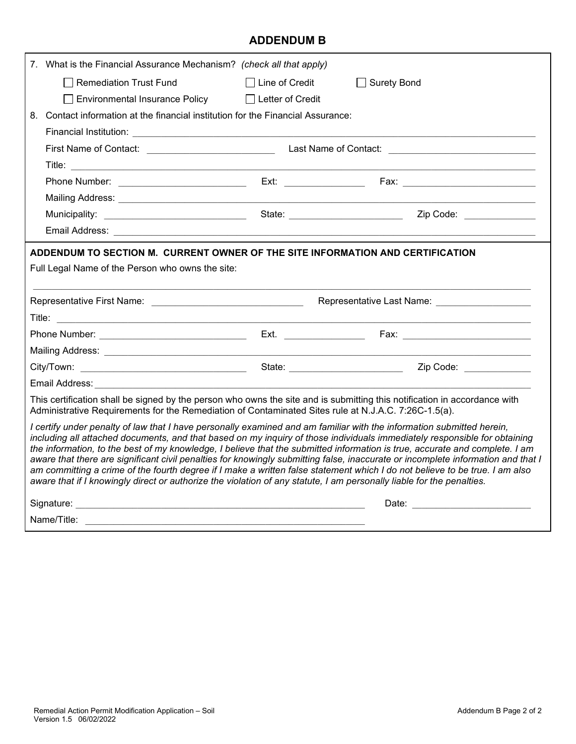## ADDENDUM B

7. What is the Financial Assurance Mechanism? *(check all that apply)*

   ☐ Remediation Trust Fund ☐ Line of Credit ☐ Surety Bond

   ☐ Environmental Insurance Policy ☐ Letter of Credit

8. Contact information at the financial institution for the Financial Assurance:

   Financial Institution: ____________________

   First Name of Contact: ____________________ Last Name of Contact: ____________________

   Title: ____________________

   Phone Number: ____________________ Ext: __________ Fax: ____________________

   Mailing Address: ____________________

   Municipality: ____________________ State: ____________________ Zip Code: __________

   Email Address: ____________________

**ADDENDUM TO SECTION M. CURRENT OWNER OF THE SITE INFORMATION AND CERTIFICATION**

Full Legal Name of the Person who owns the site:

____________________

Representative First Name: ____________________ Representative Last Name: ____________________

Title: ____________________

Phone Number: ____________________ Ext. __________ Fax: ____________________

Mailing Address: ____________________

City/Town: ____________________ State: ____________________ Zip Code: __________

Email Address: ____________________

This certification shall be signed by the person who owns the site and is submitting this notification in accordance with Administrative Requirements for the Remediation of Contaminated Sites rule at N.J.A.C. 7:26C-1.5(a).

*I certify under penalty of law that I have personally examined and am familiar with the information submitted herein, including all attached documents, and that based on my inquiry of those individuals immediately responsible for obtaining the information, to the best of my knowledge, I believe that the submitted information is true, accurate and complete. I am aware that there are significant civil penalties for knowingly submitting false, inaccurate or incomplete information and that I am committing a crime of the fourth degree if I make a written false statement which I do not believe to be true. I am also aware that if I knowingly direct or authorize the violation of any statute, I am personally liable for the penalties.*

Signature: ____________________ Date: ____________________

Name/Title: ____________________

Remedial Action Permit Modification Application – Soil
Version 1.5 06/02/2022